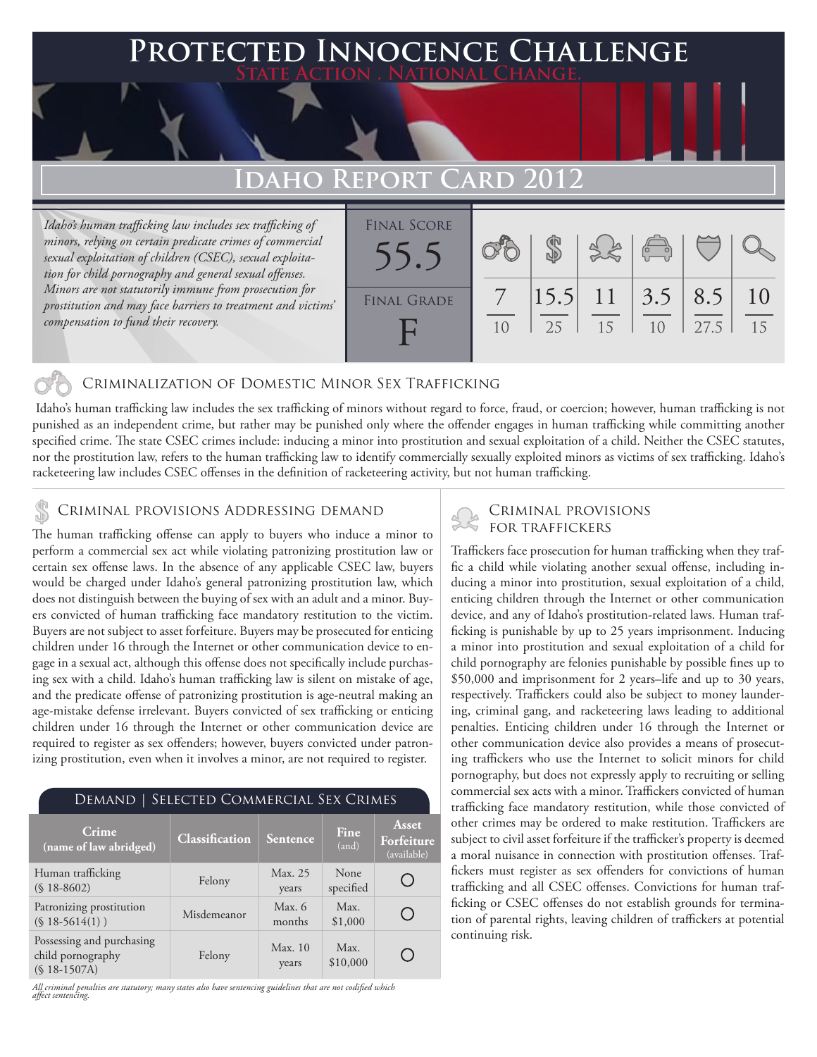# Protected Innocence Challenge

**State Action . National Change.**

## Idaho Report Card 2012

*Idaho's human trafficking law includes sex trafficking of minors, relying on certain predicate crimes of commercial sexual exploitation of children (CSEC), sexual exploitation for child pornography and general sexual offenses. Minors are not statutorily immune from prosecution for prostitution and may face barriers to treatment and victims' compensation to fund their recovery.*

| Final Score | Criminalization of Domestic Minor Sex Trafficking | Criminal Provisions Addressing Demand | Criminal Provisions for Traffickers | Criminal Provisions for Facilitators | Protective Provisions for the Child Victims | Criminal Justice Tools for Investigation and Prosecution |
|---|---|---|---|---|---|---|
| 55.5 | 7/10 | 15.5/25 | 11/15 | 3.5/10 | 8.5/27.5 | 10/15 |

**Final Grade:** F

### Criminalization of Domestic Minor Sex Trafficking

Idaho's human trafficking law includes the sex trafficking of minors without regard to force, fraud, or coercion; however, human trafficking is not punished as an independent crime, but rather may be punished only where the offender engages in human trafficking while committing another specified crime. The state CSEC crimes include: inducing a minor into prostitution and sexual exploitation of a child. Neither the CSEC statutes, nor the prostitution law, refers to the human trafficking law to identify commercially sexually exploited minors as victims of sex trafficking. Idaho's racketeering law includes CSEC offenses in the definition of racketeering activity, but not human trafficking.

### Criminal provisions Addressing demand

The human trafficking offense can apply to buyers who induce a minor to perform a commercial sex act while violating patronizing prostitution law or certain sex offense laws. In the absence of any applicable CSEC law, buyers would be charged under Idaho's general patronizing prostitution law, which does not distinguish between the buying of sex with an adult and a minor. Buyers convicted of human trafficking face mandatory restitution to the victim. Buyers are not subject to asset forfeiture. Buyers may be prosecuted for enticing children under 16 through the Internet or other communication device to engage in a sexual act, although this offense does not specifically include purchasing sex with a child. Idaho's human trafficking law is silent on mistake of age, and the predicate offense of patronizing prostitution is age-neutral making an age-mistake defense irrelevant. Buyers convicted of sex trafficking or enticing children under 16 through the Internet or other communication device are required to register as sex offenders; however, buyers convicted under patronizing prostitution, even when it involves a minor, are not required to register.

#### Demand | Selected Commercial Sex Crimes

| Crime (name of law abridged) | Classification | Sentence | Fine (and) | Asset Forfeiture (available) |
|---|---|---|---|---|
| Human trafficking (§ 18-8602) | Felony | Max. 25 years | None specified | ○ |
| Patronizing prostitution (§ 18-5614(1) ) | Misdemeanor | Max. 6 months | Max. $1,000 | ○ |
| Possessing and purchasing child pornography (§ 18-1507A) | Felony | Max. 10 years | Max. $10,000 | ○ |

*All criminal penalties are statutory; many states also have sentencing guidelines that are not codified which affect sentencing.*

### Criminal provisions for traffickers

Traffickers face prosecution for human trafficking when they traffic a child while violating another sexual offense, including inducing a minor into prostitution, sexual exploitation of a child, enticing children through the Internet or other communication device, and any of Idaho's prostitution-related laws. Human trafficking is punishable by up to 25 years imprisonment. Inducing a minor into prostitution and sexual exploitation of a child for child pornography are felonies punishable by possible fines up to $50,000 and imprisonment for 2 years–life and up to 30 years, respectively. Traffickers could also be subject to money laundering, criminal gang, and racketeering laws leading to additional penalties. Enticing children under 16 through the Internet or other communication device also provides a means of prosecuting traffickers who use the Internet to solicit minors for child pornography, but does not expressly apply to recruiting or selling commercial sex acts with a minor. Traffickers convicted of human trafficking face mandatory restitution, while those convicted of other crimes may be ordered to make restitution. Traffickers are subject to civil asset forfeiture if the trafficker's property is deemed a moral nuisance in connection with prostitution offenses. Traffickers must register as sex offenders for convictions of human trafficking and all CSEC offenses. Convictions for human trafficking or CSEC offenses do not establish grounds for termination of parental rights, leaving children of traffickers at potential continuing risk.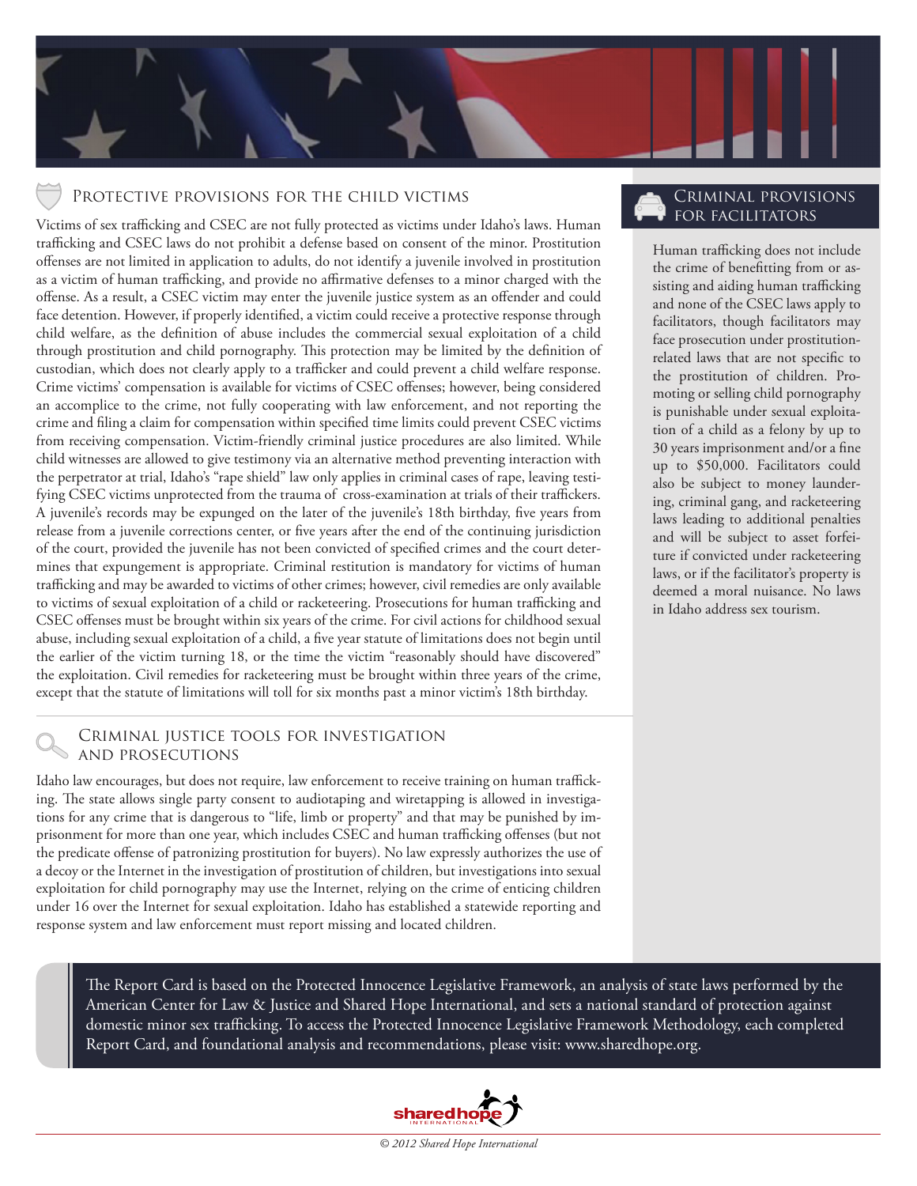## Protective provisions for the child victims

Victims of sex trafficking and CSEC are not fully protected as victims under Idaho's laws. Human trafficking and CSEC laws do not prohibit a defense based on consent of the minor. Prostitution offenses are not limited in application to adults, do not identify a juvenile involved in prostitution as a victim of human trafficking, and provide no affirmative defenses to a minor charged with the offense. As a result, a CSEC victim may enter the juvenile justice system as an offender and could face detention. However, if properly identified, a victim could receive a protective response through child welfare, as the definition of abuse includes the commercial sexual exploitation of a child through prostitution and child pornography. This protection may be limited by the definition of custodian, which does not clearly apply to a trafficker and could prevent a child welfare response. Crime victims' compensation is available for victims of CSEC offenses; however, being considered an accomplice to the crime, not fully cooperating with law enforcement, and not reporting the crime and filing a claim for compensation within specified time limits could prevent CSEC victims from receiving compensation. Victim-friendly criminal justice procedures are also limited. While child witnesses are allowed to give testimony via an alternative method preventing interaction with the perpetrator at trial, Idaho's "rape shield" law only applies in criminal cases of rape, leaving testifying CSEC victims unprotected from the trauma of cross-examination at trials of their traffickers. A juvenile's records may be expunged on the later of the juvenile's 18th birthday, five years from release from a juvenile corrections center, or five years after the end of the continuing jurisdiction of the court, provided the juvenile has not been convicted of specified crimes and the court determines that expungement is appropriate. Criminal restitution is mandatory for victims of human trafficking and may be awarded to victims of other crimes; however, civil remedies are only available to victims of sexual exploitation of a child or racketeering. Prosecutions for human trafficking and CSEC offenses must be brought within six years of the crime. For civil actions for childhood sexual abuse, including sexual exploitation of a child, a five year statute of limitations does not begin until the earlier of the victim turning 18, or the time the victim "reasonably should have discovered" the exploitation. Civil remedies for racketeering must be brought within three years of the crime, except that the statute of limitations will toll for six months past a minor victim's 18th birthday.

## Criminal justice tools for investigation and prosecutions

Idaho law encourages, but does not require, law enforcement to receive training on human trafficking. The state allows single party consent to audiotaping and wiretapping is allowed in investigations for any crime that is dangerous to "life, limb or property" and that may be punished by imprisonment for more than one year, which includes CSEC and human trafficking offenses (but not the predicate offense of patronizing prostitution for buyers). No law expressly authorizes the use of a decoy or the Internet in the investigation of prostitution of children, but investigations into sexual exploitation for child pornography may use the Internet, relying on the crime of enticing children under 16 over the Internet for sexual exploitation. Idaho has established a statewide reporting and response system and law enforcement must report missing and located children.

## Criminal provisions for facilitators

Human trafficking does not include the crime of benefitting from or assisting and aiding human trafficking and none of the CSEC laws apply to facilitators, though facilitators may face prosecution under prostitution-related laws that are not specific to the prostitution of children. Promoting or selling child pornography is punishable under sexual exploitation of a child as a felony by up to 30 years imprisonment and/or a fine up to $50,000. Facilitators could also be subject to money laundering, criminal gang, and racketeering laws leading to additional penalties and will be subject to asset forfeiture if convicted under racketeering laws, or if the facilitator's property is deemed a moral nuisance. No laws in Idaho address sex tourism.

The Report Card is based on the Protected Innocence Legislative Framework, an analysis of state laws performed by the American Center for Law & Justice and Shared Hope International, and sets a national standard of protection against domestic minor sex trafficking. To access the Protected Innocence Legislative Framework Methodology, each completed Report Card, and foundational analysis and recommendations, please visit: www.sharedhope.org.

sharedhope INTERNATIONAL

*© 2012 Shared Hope International*